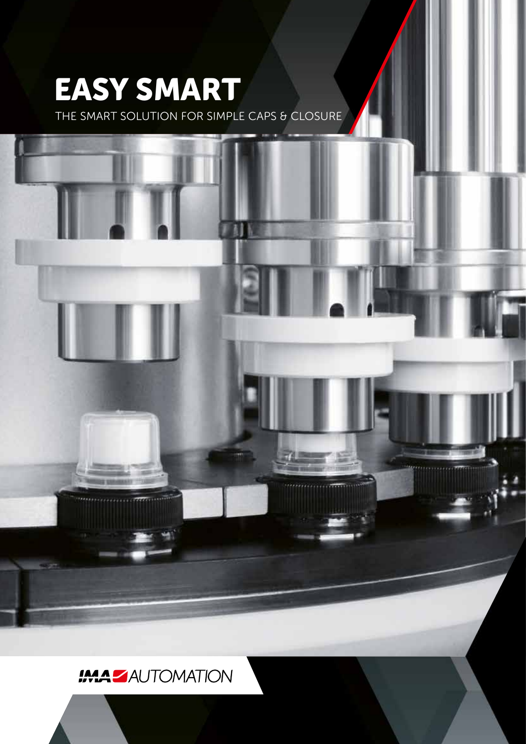# EASY SMART

THE SMART SOLUTION FOR SIMPLE CAPS & CLOSURE

IMA AUTOMATION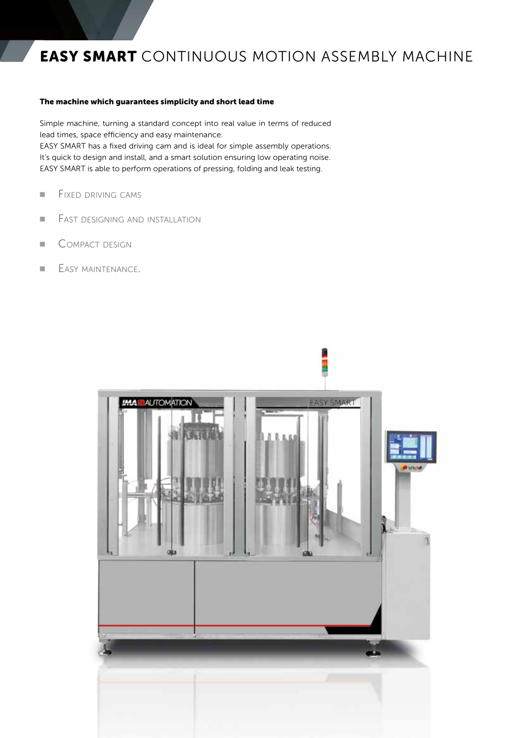# **EASY SMART** CONTINUOUS MOTION ASSEMBLY MACHINE

**The machine which guarantees simplicity and short lead time**

Simple machine, turning a standard concept into real value in terms of reduced lead times, space efficiency and easy maintenance.
EASY SMART has a fixed driving cam and is ideal for simple assembly operations. It's quick to design and install, and a smart solution ensuring low operating noise. EASY SMART is able to perform operations of pressing, folding and leak testing.

- Fixed driving cams
- Fast designing and installation
- Compact design
- Easy maintenance.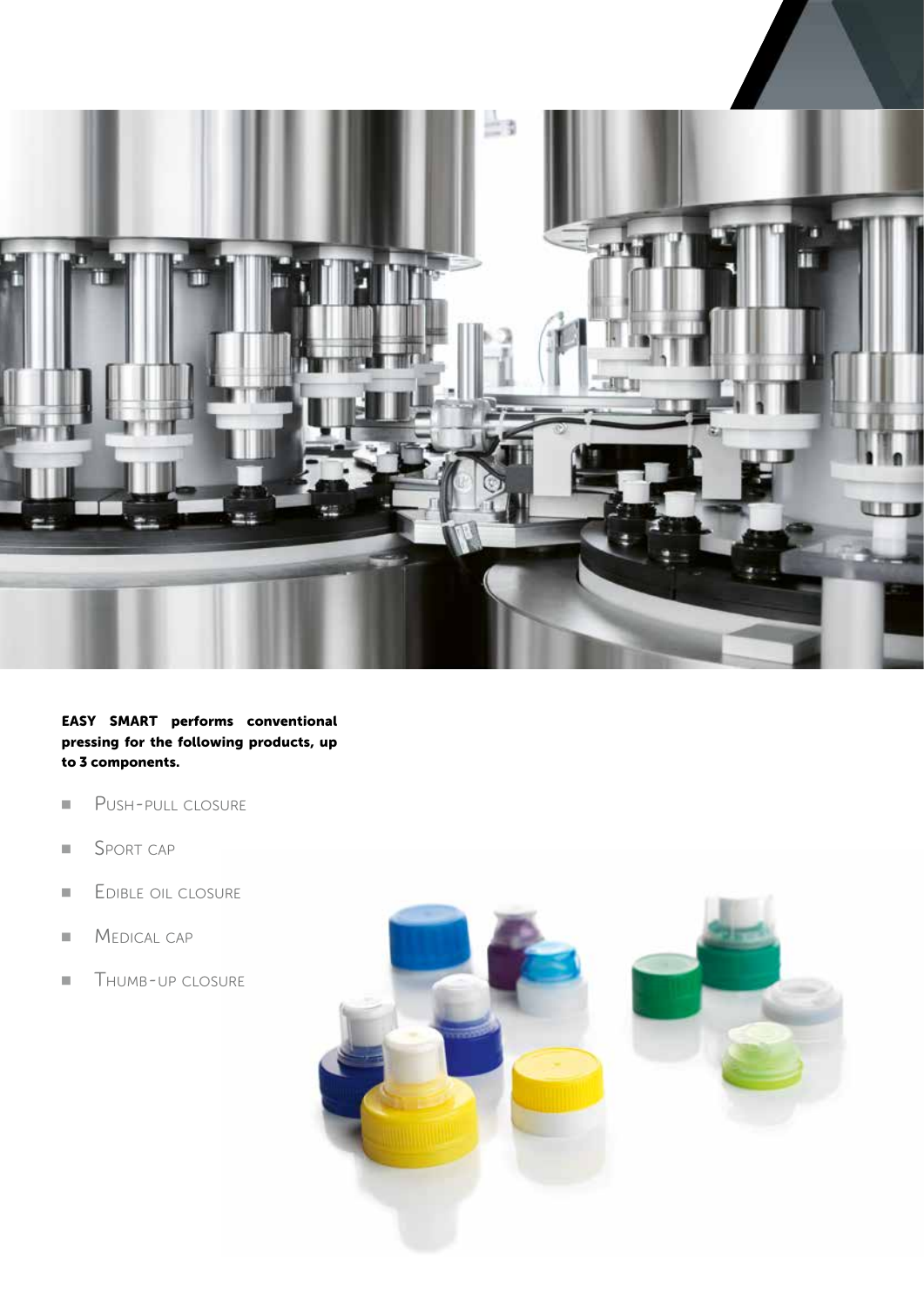**EASY SMART performs conventional pressing for the following products, up to 3 components.**

- Push-pull closure
- Sport cap
- Edible oil closure
- Medical cap
- Thumb-up closure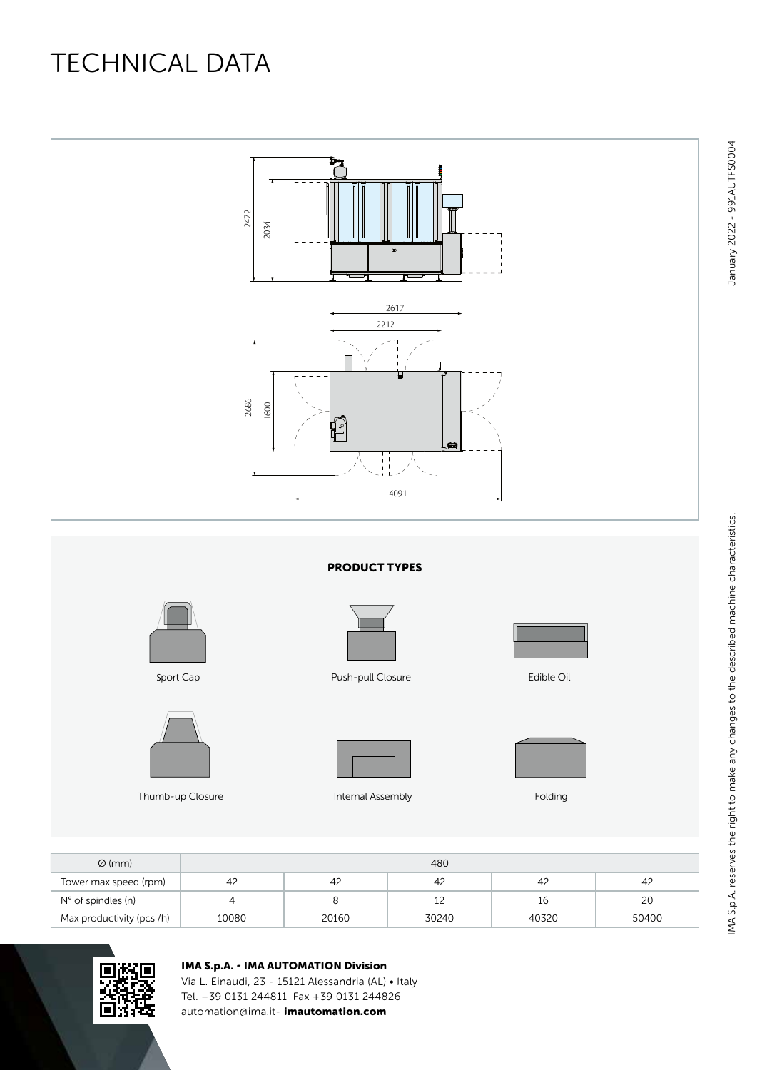# TECHNICAL DATA

2472

2034

2617

2212

2686

1600

4091

**PRODUCT TYPES**

Sport Cap

Push-pull Closure

Edible Oil

Thumb-up Closure

Internal Assembly

Folding

| Ø (mm) | 480 | | | | |
|---|---|---|---|---|---|
| Tower max speed (rpm) | 42 | 42 | 42 | 42 | 42 |
| N° of spindles (n) | 4 | 8 | 12 | 16 | 20 |
| Max productivity (pcs /h) | 10080 | 20160 | 30240 | 40320 | 50400 |

**IMA S.p.A. - IMA AUTOMATION Division**
Via L. Einaudi, 23 - 15121 Alessandria (AL) • Italy
Tel. +39 0131 244811 Fax +39 0131 244826
automation@ima.it- **imautomation.com**

January 2022 - 991AUTFS0004

IMA S.p.A. reserves the right to make any changes to the described machine characteristics.